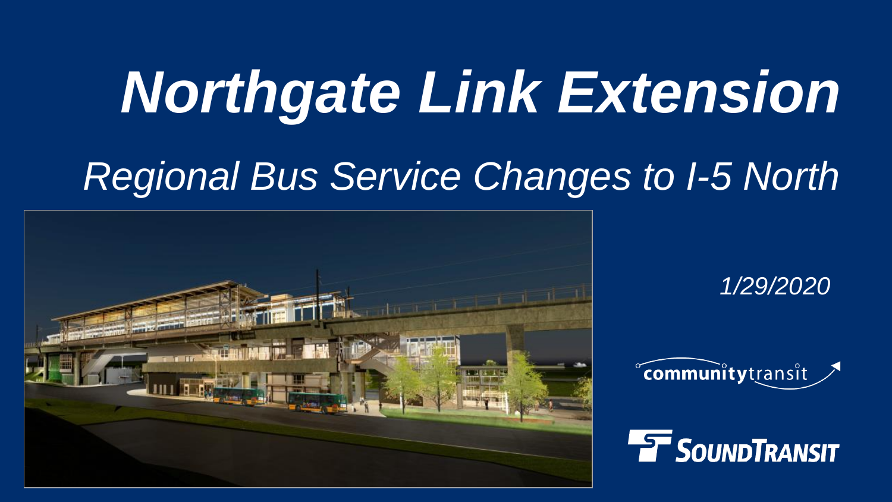# *Northgate Link Extension*

## *Regional Bus Service Changes to I-5 North*

*1/29/2020*

communitytransit

SOUNDTRANSIT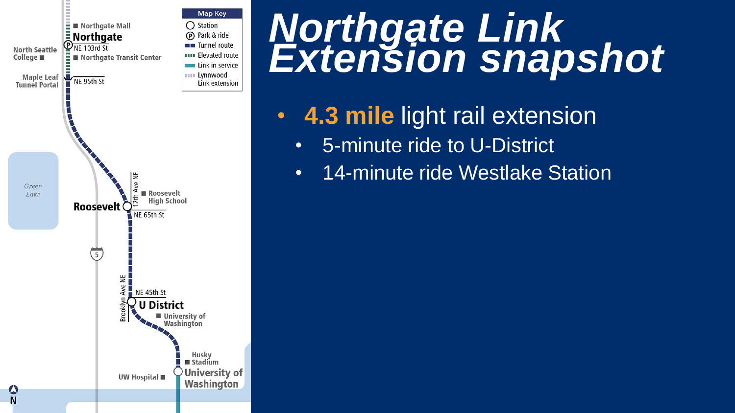# Northgate Link Extension snapshot

- **4.3 mile** light rail extension
  - 5-minute ride to U-District
  - 14-minute ride Westlake Station

Map Key
- Station
- Park & ride
- Tunnel route
- Elevated route
- Link in service
- Lynnwood Link extension

Northgate Mall
Northgate
NE 103rd St
Northgate Transit Center
North Seattle College
Maple Leaf Tunnel Portal
NE 95th St
Green Lake
12th Ave NE
Roosevelt High School
Roosevelt
NE 65th St
5
Brooklyn Ave NE
NE 45th St
U District
University of Washington
Husky Stadium
UW Hospital
University of Washington
N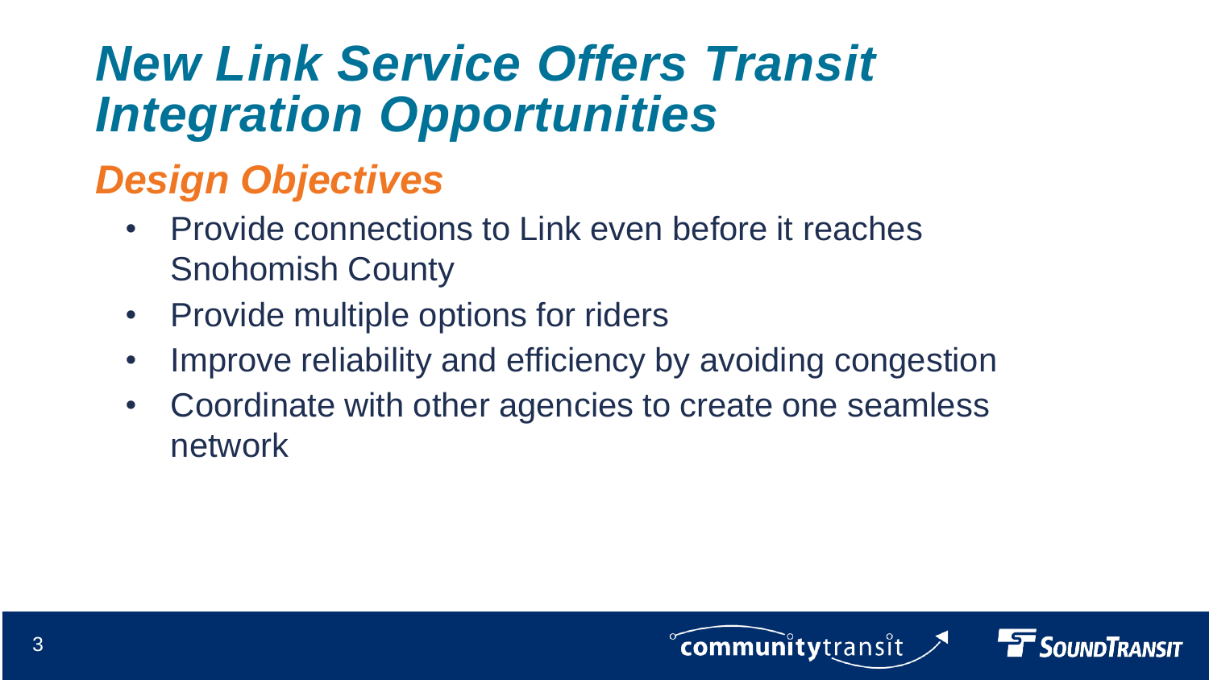# *New Link Service Offers Transit Integration Opportunities*

## *Design Objectives*

- Provide connections to Link even before it reaches Snohomish County
- Provide multiple options for riders
- Improve reliability and efficiency by avoiding congestion
- Coordinate with other agencies to create one seamless network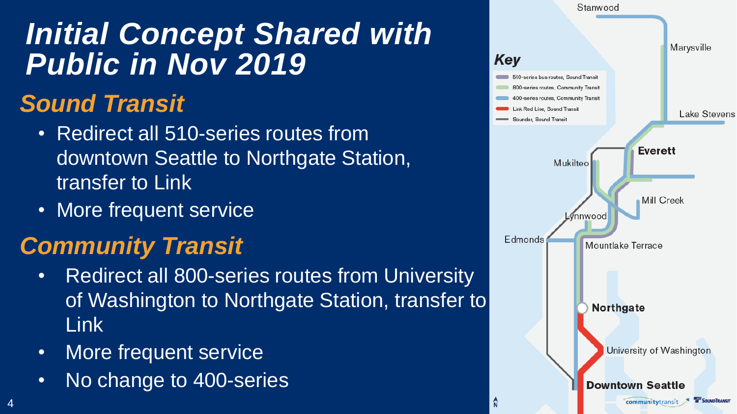# *Initial Concept Shared with Public in Nov 2019*

## *Sound Transit*

- Redirect all 510-series routes from downtown Seattle to Northgate Station, transfer to Link
- More frequent service

## *Community Transit*

- Redirect all 800-series routes from University of Washington to Northgate Station, transfer to Link
- More frequent service
- No change to 400-series

**Key**

- 510-series bus routes, Sound Transit
- 800-series routes, Community Transit
- 400-series routes, Community Transit
- Link Red Line, Sound Transit
- Sounder, Sound Transit

Stanwood, Marysville, Lake Stevens, **Everett**, Mukilteo, Mill Creek, Lynnwood, Edmonds, Mountlake Terrace, **Northgate**, University of Washington, **Downtown Seattle**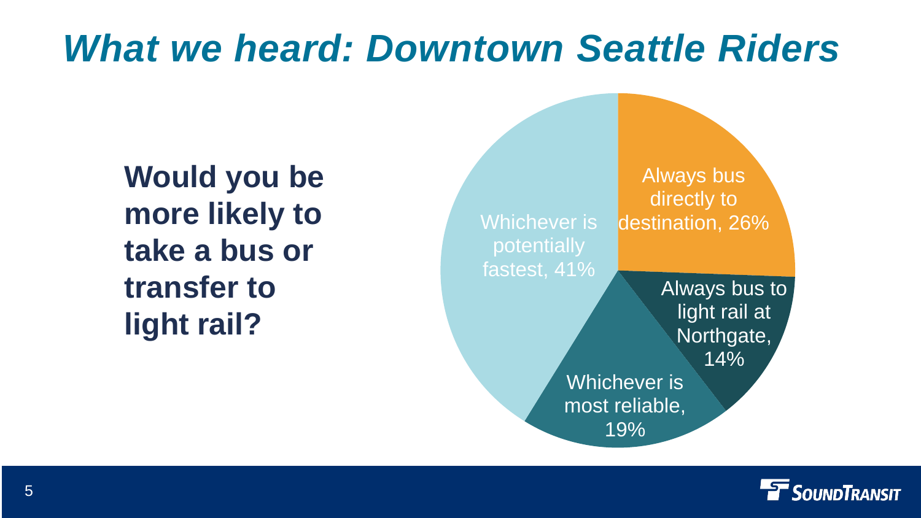# *What we heard: Downtown Seattle Riders*

**Would you be more likely to take a bus or transfer to light rail?**

- Whichever is potentially fastest, 41%
- Always bus directly to destination, 26%
- Always bus to light rail at Northgate, 14%
- Whichever is most reliable, 19%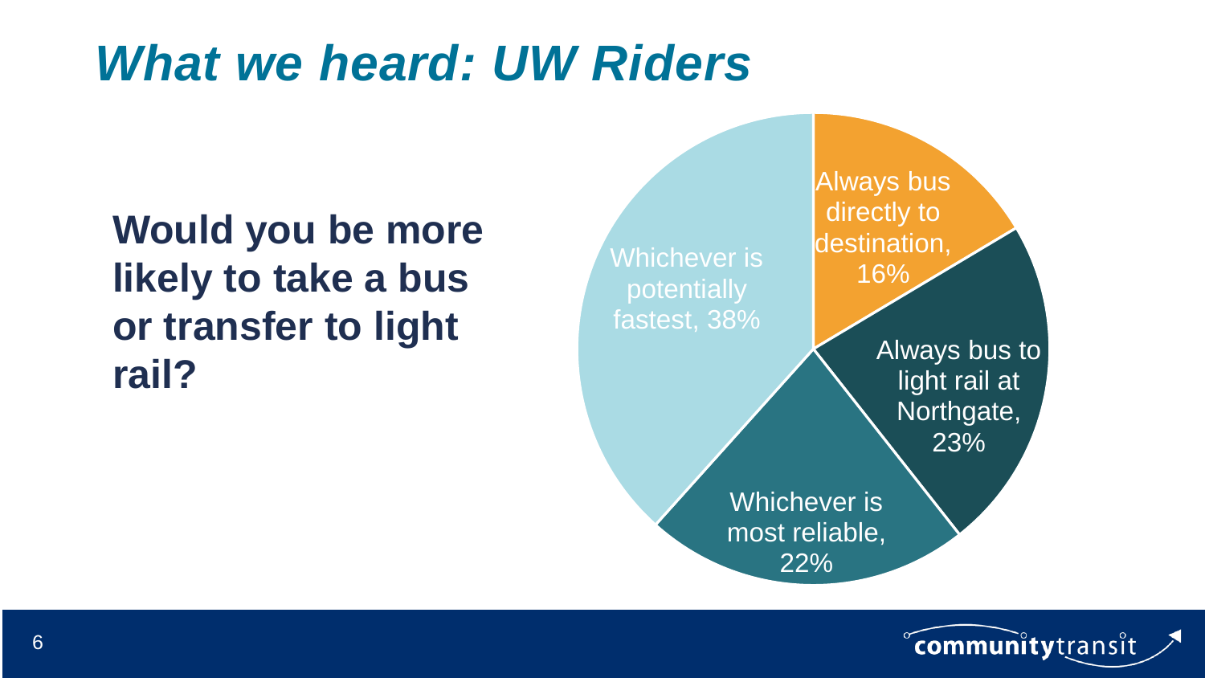# *What we heard: UW Riders*

**Would you be more likely to take a bus or transfer to light rail?**

- Whichever is potentially fastest, 38%
- Always bus directly to destination, 16%
- Always bus to light rail at Northgate, 23%
- Whichever is most reliable, 22%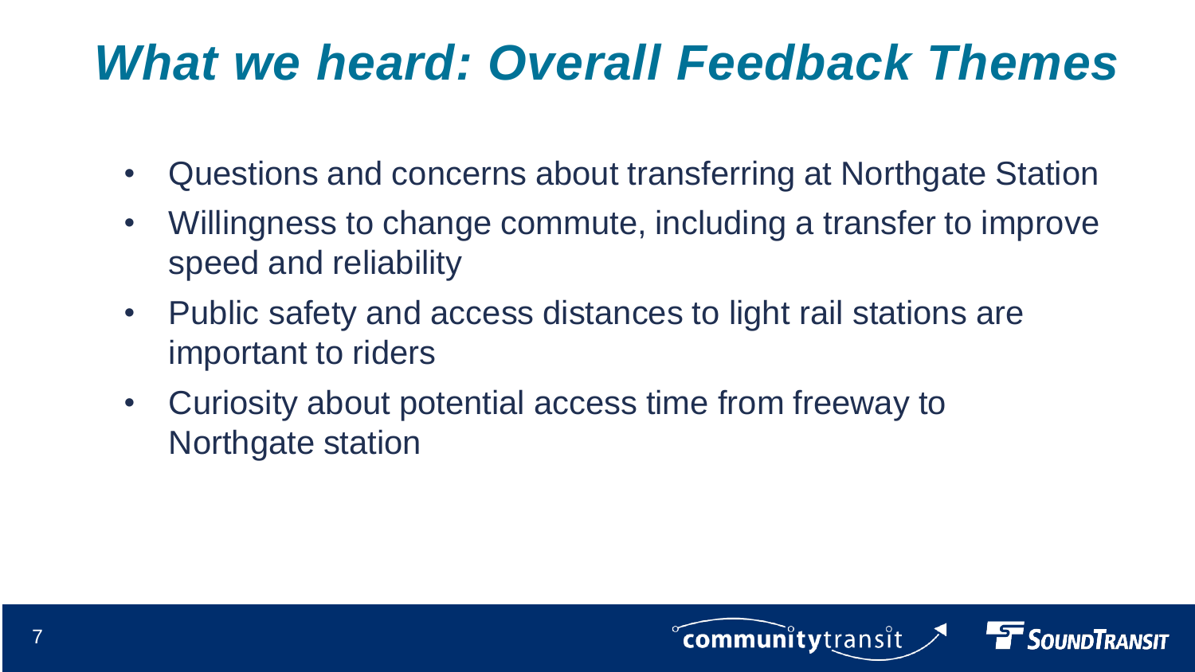# *What we heard: Overall Feedback Themes*

- Questions and concerns about transferring at Northgate Station
- Willingness to change commute, including a transfer to improve speed and reliability
- Public safety and access distances to light rail stations are important to riders
- Curiosity about potential access time from freeway to Northgate station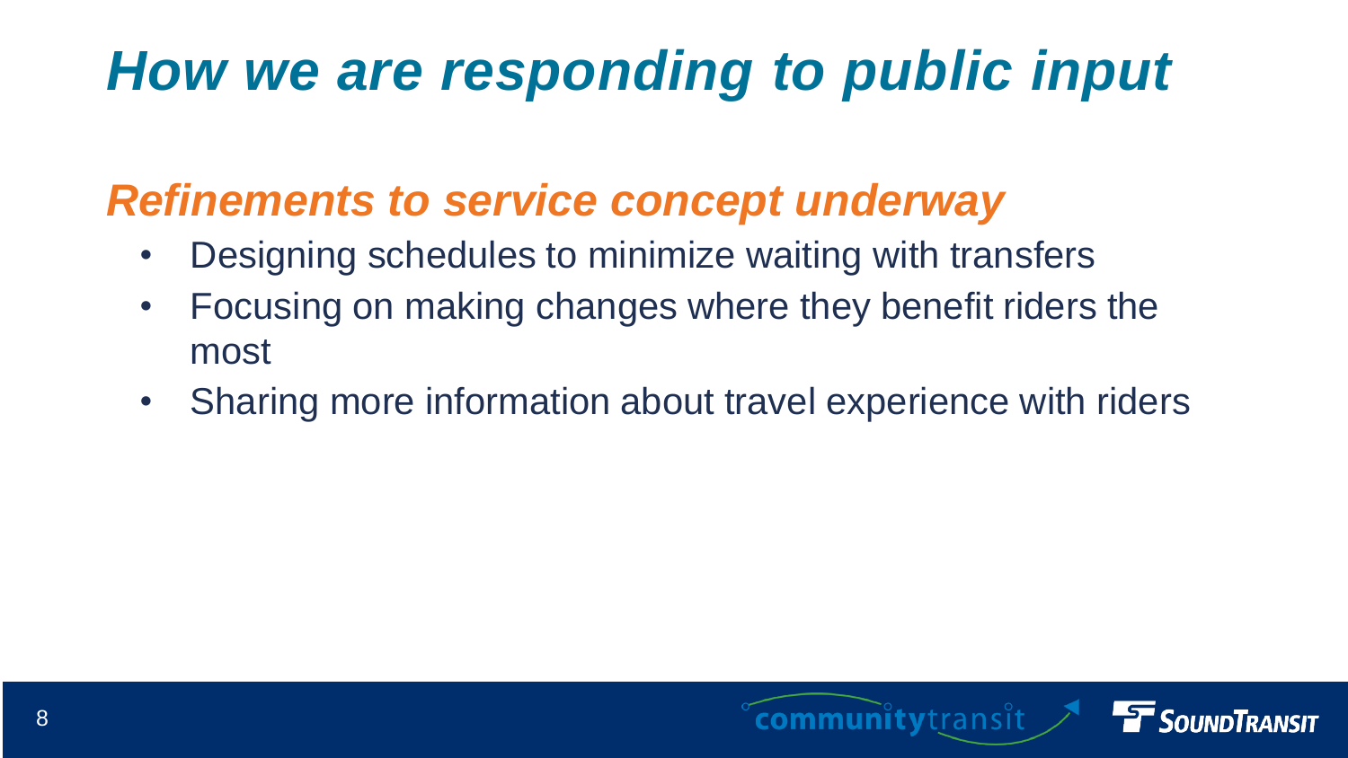# *How we are responding to public input*

## *Refinements to service concept underway*

- Designing schedules to minimize waiting with transfers
- Focusing on making changes where they benefit riders the most
- Sharing more information about travel experience with riders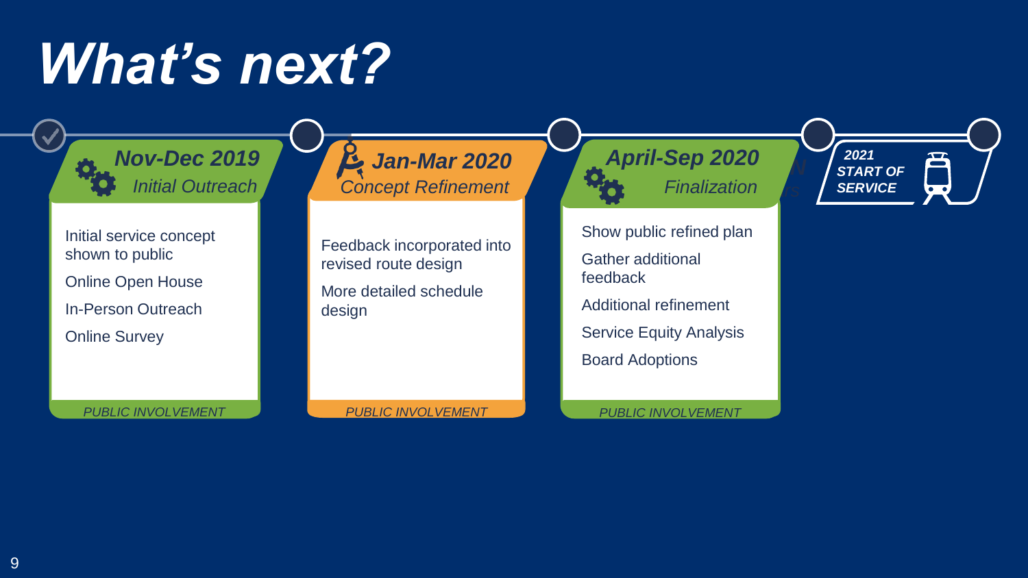# What's next?

## Nov-Dec 2019
*Initial Outreach*

- Initial service concept shown to public
- Online Open House
- In-Person Outreach
- Online Survey

*PUBLIC INVOLVEMENT*

## Jan-Mar 2020
*Concept Refinement*

- Feedback incorporated into revised route design
- More detailed schedule design

*PUBLIC INVOLVEMENT*

## April-Sep 2020
*Finalization*

- Show public refined plan
- Gather additional feedback
- Additional refinement
- Service Equity Analysis
- Board Adoptions

*PUBLIC INVOLVEMENT*

## 2021
**START OF SERVICE**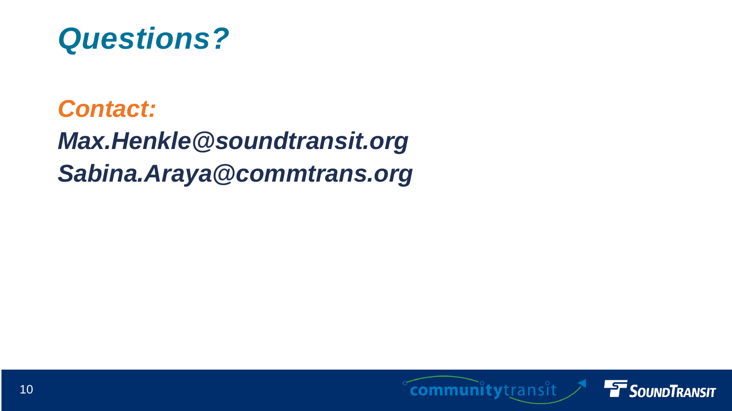# *Questions?*

***Contact:***

***Max.Henkle@soundtransit.org***

***Sabina.Araya@commtrans.org***